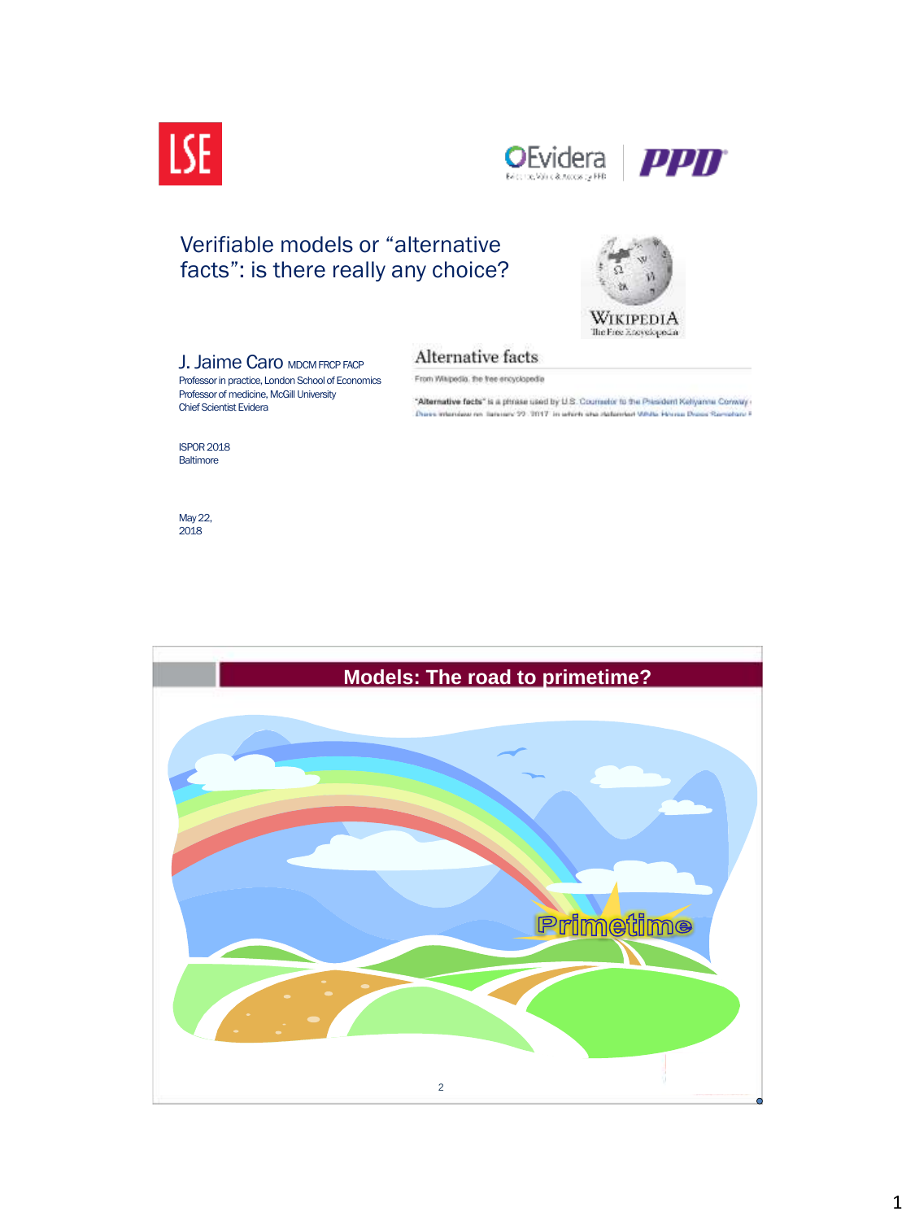# Verifiable models or "alternative facts": is there really any choice?

**Alternative facts**

From Wikipedia, the free encyclopedia

"**Alternative facts**" is a phrase used by U.S. Counselor to the President Kellyanne Conway ... Press interview on January 22, 2017, in which she defended White House Press Secretary ...

J. Jaime Caro MDCM FRCP FACP
Professor in practice, London School of Economics
Professor of medicine, McGill University
Chief Scientist Evidera

ISPOR 2018
Baltimore

May 22, 2018

## Models: The road to primetime?

Primetime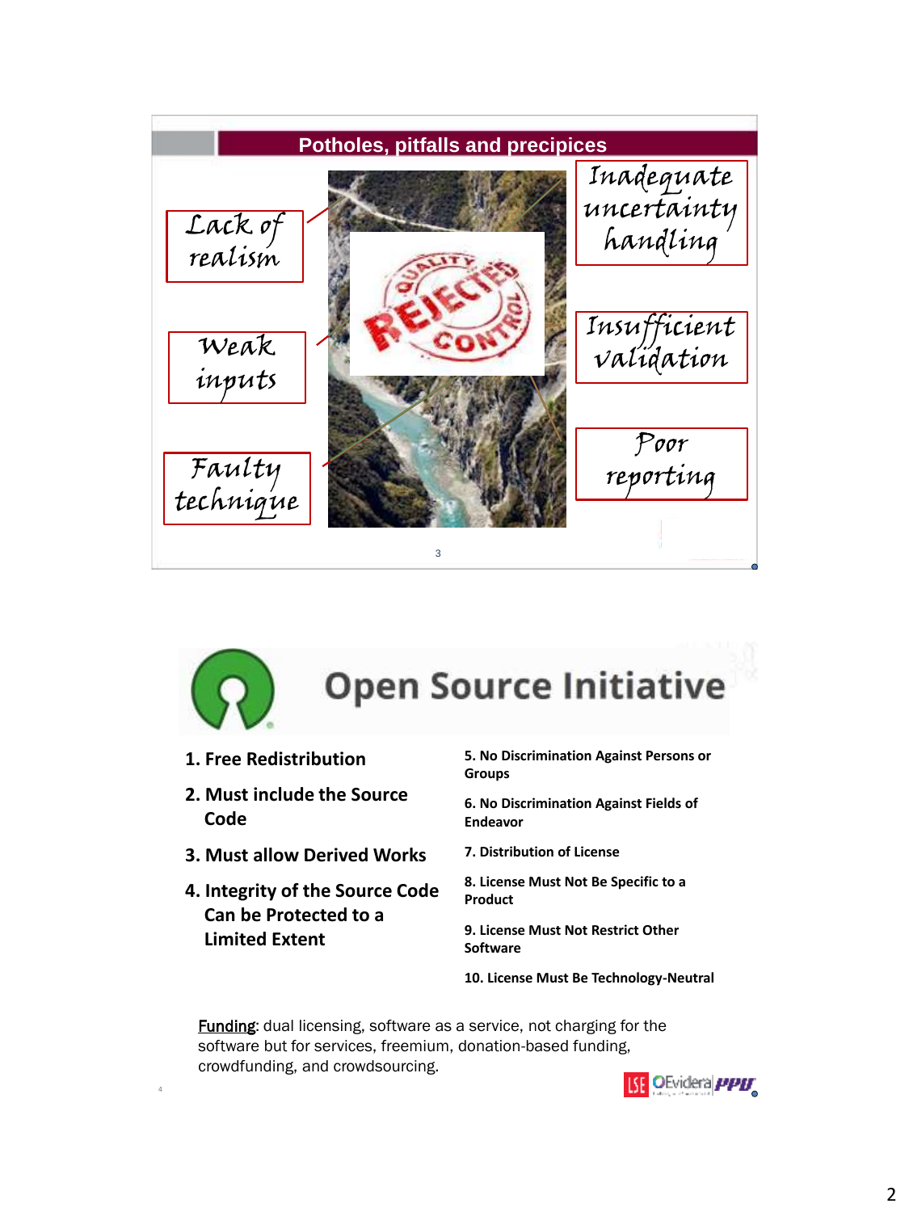## Potholes, pitfalls and precipices

- Lack of realism
- Weak inputs
- Faulty technique
- Inadequate uncertainty handling
- Insufficient validation
- Poor reporting

## Open Source Initiative

1. Free Redistribution
2. Must include the Source Code
3. Must allow Derived Works
4. Integrity of the Source Code Can be Protected to a Limited Extent
5. No Discrimination Against Persons or Groups
6. No Discrimination Against Fields of Endeavor
7. Distribution of License
8. License Must Not Be Specific to a Product
9. License Must Not Restrict Other Software
10. License Must Be Technology-Neutral

Funding: dual licensing, software as a service, not charging for the software but for services, freemium, donation-based funding, crowdfunding, and crowdsourcing.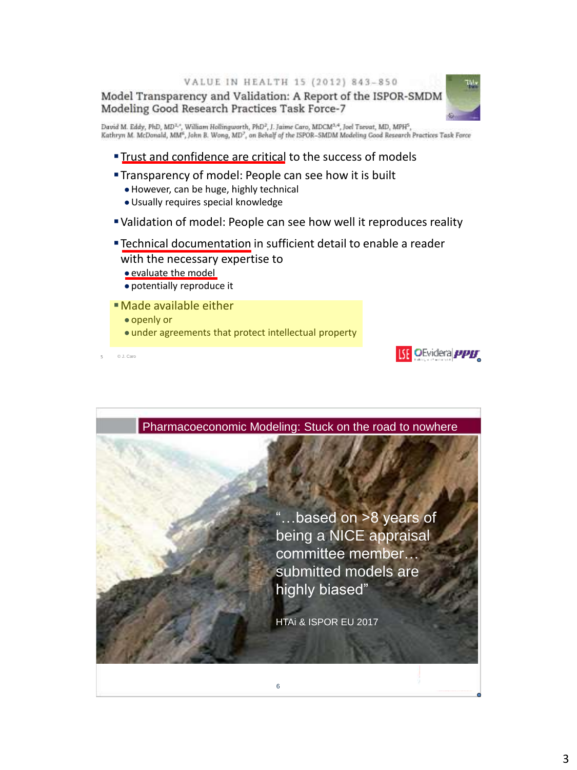VALUE IN HEALTH 15 (2012) 843–850

## Model Transparency and Validation: A Report of the ISPOR-SMDM Modeling Good Research Practices Task Force-7

David M. Eddy, PhD, MD[1,*], William Hollingworth, PhD[2], J. Jaime Caro, MDCM[3,4], Joel Tsevat, MD, MPH[5], Kathryn M. McDonald, MM[6], John B. Wong, MD[7], on Behalf of the ISPOR-SMDM Modeling Good Research Practices Task Force

- Trust and confidence are critical to the success of models
- Transparency of model: People can see how it is built
  - However, can be huge, highly technical
  - Usually requires special knowledge
- Validation of model: People can see how well it reproduces reality
- Technical documentation in sufficient detail to enable a reader with the necessary expertise to
  - evaluate the model
  - potentially reproduce it
- Made available either
  - openly or
  - under agreements that protect intellectual property

© J. Caro

## Pharmacoeconomic Modeling: Stuck on the road to nowhere

"…based on >8 years of being a NICE appraisal committee member… submitted models are highly biased"

HTAi & ISPOR EU 2017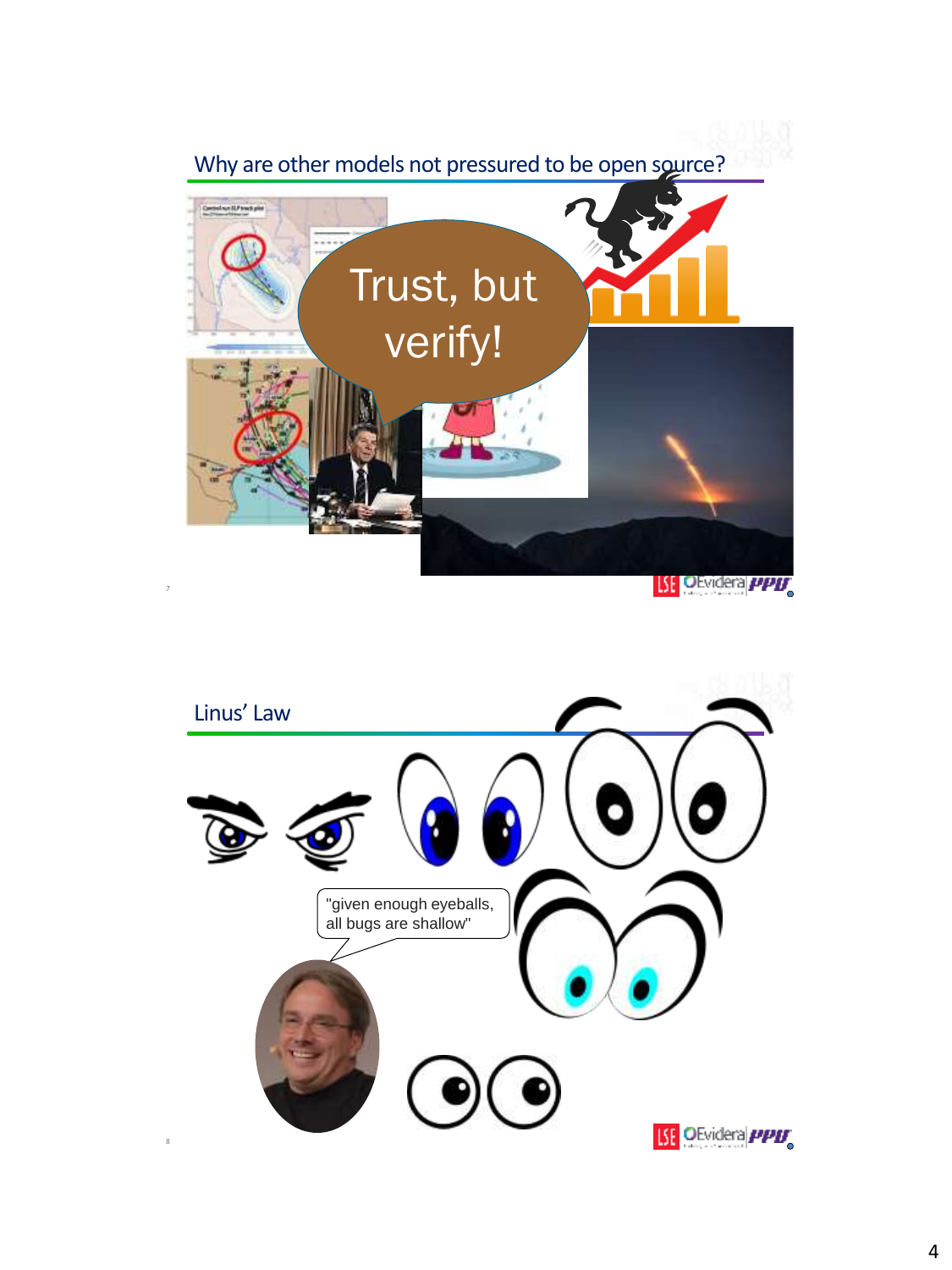## Why are other models not pressured to be open source?

Trust, but verify!

## Linus' Law

"given enough eyeballs, all bugs are shallow"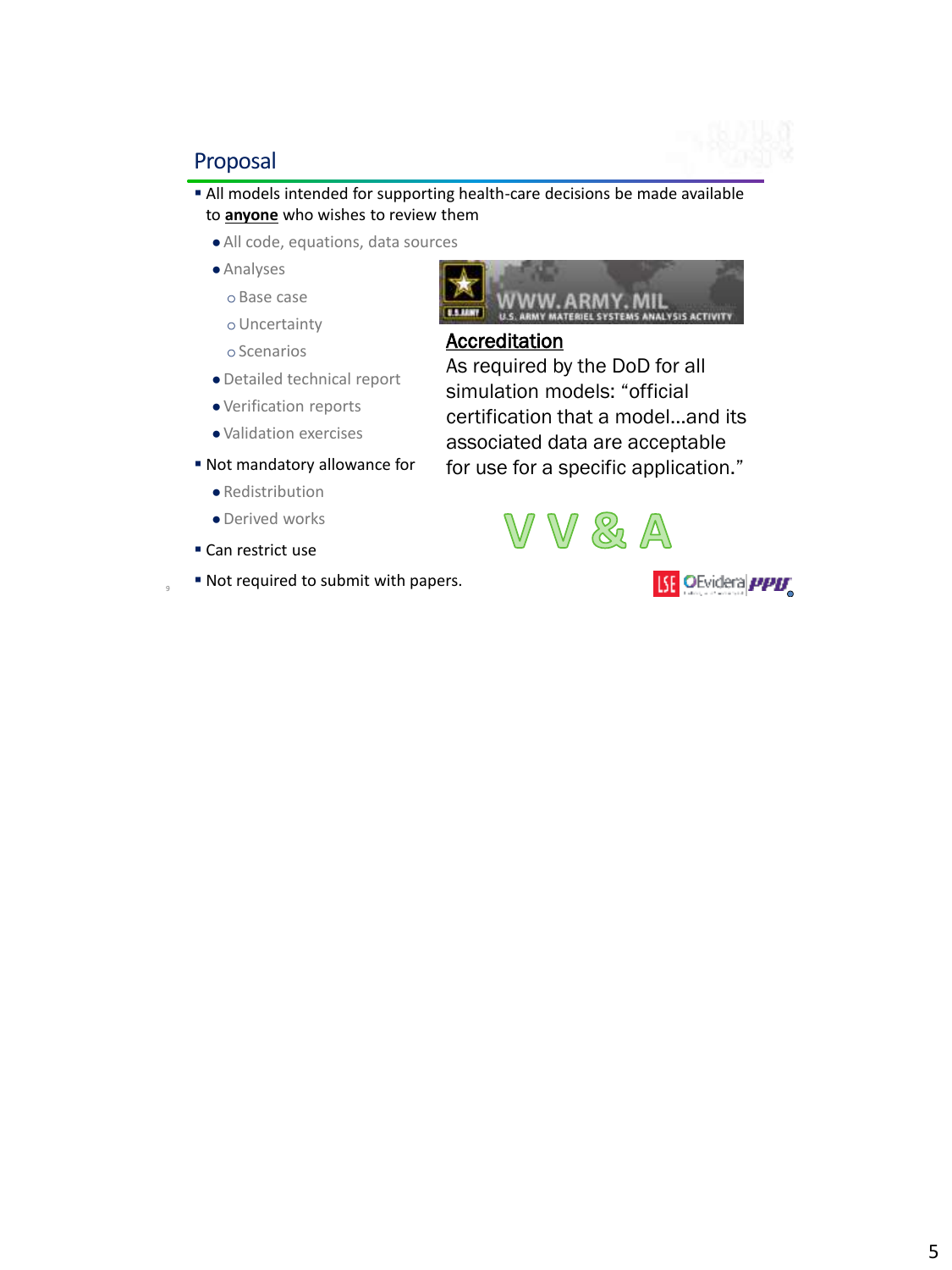## Proposal

- All models intended for supporting health-care decisions be made available to **anyone** who wishes to review them
  - All code, equations, data sources
  - Analyses
    - Base case
    - Uncertainty
    - Scenarios
  - Detailed technical report
  - Verification reports
  - Validation exercises
- Not mandatory allowance for
  - Redistribution
  - Derived works
- Can restrict use
- Not required to submit with papers.

WWW.ARMY.MIL
U.S. ARMY MATERIEL SYSTEMS ANALYSIS ACTIVITY

**Accreditation**
As required by the DoD for all simulation models: "official certification that a model...and its associated data are acceptable for use for a specific application."

V V & A